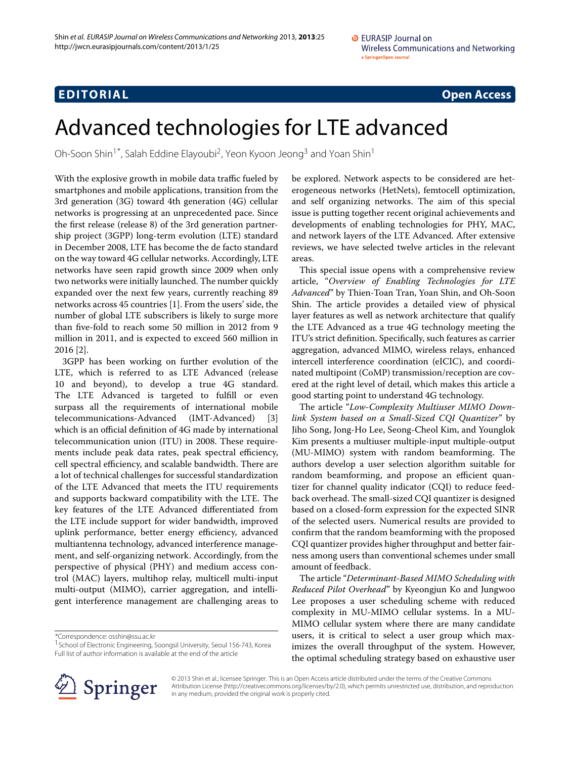**EDITORIAL** **Open Access**

# Advanced technologies for LTE advanced

Oh-Soon Shin[1*], Salah Eddine Elayoubi[2], Yeon Kyoon Jeong[3] and Yoan Shin[1]

With the explosive growth in mobile data traffic fueled by smartphones and mobile applications, transition from the 3rd generation (3G) toward 4th generation (4G) cellular networks is progressing at an unprecedented pace. Since the first release (release 8) of the 3rd generation partnership project (3GPP) long-term evolution (LTE) standard in December 2008, LTE has become the de facto standard on the way toward 4G cellular networks. Accordingly, LTE networks have seen rapid growth since 2009 when only two networks were initially launched. The number quickly expanded over the next few years, currently reaching 89 networks across 45 countries [1]. From the users' side, the number of global LTE subscribers is likely to surge more than five-fold to reach some 50 million in 2012 from 9 million in 2011, and is expected to exceed 560 million in 2016 [2].

3GPP has been working on further evolution of the LTE, which is referred to as LTE Advanced (release 10 and beyond), to develop a true 4G standard. The LTE Advanced is targeted to fulfill or even surpass all the requirements of international mobile telecommunications-Advanced (IMT-Advanced) [3] which is an official definition of 4G made by international telecommunication union (ITU) in 2008. These requirements include peak data rates, peak spectral efficiency, cell spectral efficiency, and scalable bandwidth. There are a lot of technical challenges for successful standardization of the LTE Advanced that meets the ITU requirements and supports backward compatibility with the LTE. The key features of the LTE Advanced differentiated from the LTE include support for wider bandwidth, improved uplink performance, better energy efficiency, advanced multiantenna technology, advanced interference management, and self-organizing network. Accordingly, from the perspective of physical (PHY) and medium access control (MAC) layers, multihop relay, multicell multi-input multi-output (MIMO), carrier aggregation, and intelligent interference management are challenging areas to be explored. Network aspects to be considered are heterogeneous networks (HetNets), femtocell optimization, and self organizing networks. The aim of this special issue is putting together recent original achievements and developments of enabling technologies for PHY, MAC, and network layers of the LTE Advanced. After extensive reviews, we have selected twelve articles in the relevant areas.

This special issue opens with a comprehensive review article, "*Overview of Enabling Technologies for LTE Advanced*" by Thien-Toan Tran, Yoan Shin, and Oh-Soon Shin. The article provides a detailed view of physical layer features as well as network architecture that qualify the LTE Advanced as a true 4G technology meeting the ITU's strict definition. Specifically, such features as carrier aggregation, advanced MIMO, wireless relays, enhanced intercell interference coordination (eICIC), and coordinated multipoint (CoMP) transmission/reception are covered at the right level of detail, which makes this article a good starting point to understand 4G technology.

The article "*Low-Complexity Multiuser MIMO Downlink System based on a Small-Sized CQI Quantizer*" by Jiho Song, Jong-Ho Lee, Seong-Cheol Kim, and Younglok Kim presents a multiuser multiple-input multiple-output (MU-MIMO) system with random beamforming. The authors develop a user selection algorithm suitable for random beamforming, and propose an efficient quantizer for channel quality indicator (CQI) to reduce feedback overhead. The small-sized CQI quantizer is designed based on a closed-form expression for the expected SINR of the selected users. Numerical results are provided to confirm that the random beamforming with the proposed CQI quantizer provides higher throughput and better fairness among users than conventional schemes under small amount of feedback.

The article "*Determinant-Based MIMO Scheduling with Reduced Pilot Overhead*" by Kyeongjun Ko and Jungwoo Lee proposes a user scheduling scheme with reduced complexity in MU-MIMO cellular systems. In a MU-MIMO cellular system where there are many candidate users, it is critical to select a user group which maximizes the overall throughput of the system. However, the optimal scheduling strategy based on exhaustive user

*Correspondence: osshin@ssu.ac.kr
[1] School of Electronic Engineering, Soongsil University, Seoul 156-743, Korea
Full list of author information is available at the end of the article

© 2013 Shin et al.; licensee Springer. This is an Open Access article distributed under the terms of the Creative Commons Attribution License (http://creativecommons.org/licenses/by/2.0), which permits unrestricted use, distribution, and reproduction in any medium, provided the original work is properly cited.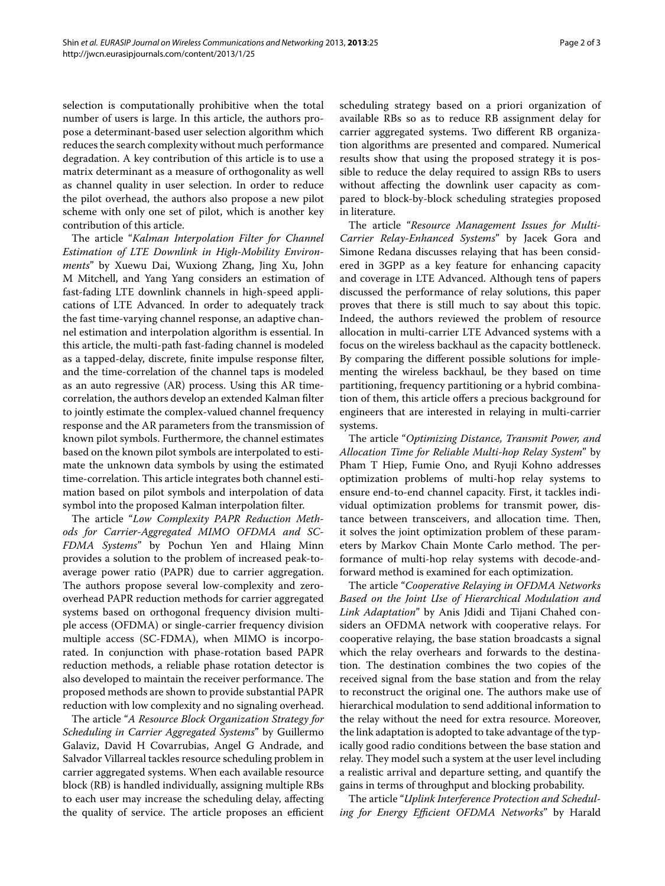selection is computationally prohibitive when the total number of users is large. In this article, the authors propose a determinant-based user selection algorithm which reduces the search complexity without much performance degradation. A key contribution of this article is to use a matrix determinant as a measure of orthogonality as well as channel quality in user selection. In order to reduce the pilot overhead, the authors also propose a new pilot scheme with only one set of pilot, which is another key contribution of this article.

The article "*Kalman Interpolation Filter for Channel Estimation of LTE Downlink in High-Mobility Environments*" by Xuewu Dai, Wuxiong Zhang, Jing Xu, John M Mitchell, and Yang Yang considers an estimation of fast-fading LTE downlink channels in high-speed applications of LTE Advanced. In order to adequately track the fast time-varying channel response, an adaptive channel estimation and interpolation algorithm is essential. In this article, the multi-path fast-fading channel is modeled as a tapped-delay, discrete, finite impulse response filter, and the time-correlation of the channel taps is modeled as an auto regressive (AR) process. Using this AR time-correlation, the authors develop an extended Kalman filter to jointly estimate the complex-valued channel frequency response and the AR parameters from the transmission of known pilot symbols. Furthermore, the channel estimates based on the known pilot symbols are interpolated to estimate the unknown data symbols by using the estimated time-correlation. This article integrates both channel estimation based on pilot symbols and interpolation of data symbol into the proposed Kalman interpolation filter.

The article "*Low Complexity PAPR Reduction Methods for Carrier-Aggregated MIMO OFDMA and SC-FDMA Systems*" by Pochun Yen and Hlaing Minn provides a solution to the problem of increased peak-to-average power ratio (PAPR) due to carrier aggregation. The authors propose several low-complexity and zero-overhead PAPR reduction methods for carrier aggregated systems based on orthogonal frequency division multiple access (OFDMA) or single-carrier frequency division multiple access (SC-FDMA), when MIMO is incorporated. In conjunction with phase-rotation based PAPR reduction methods, a reliable phase rotation detector is also developed to maintain the receiver performance. The proposed methods are shown to provide substantial PAPR reduction with low complexity and no signaling overhead.

The article "*A Resource Block Organization Strategy for Scheduling in Carrier Aggregated Systems*" by Guillermo Galaviz, David H Covarrubias, Angel G Andrade, and Salvador Villarreal tackles resource scheduling problem in carrier aggregated systems. When each available resource block (RB) is handled individually, assigning multiple RBs to each user may increase the scheduling delay, affecting the quality of service. The article proposes an efficient scheduling strategy based on a priori organization of available RBs so as to reduce RB assignment delay for carrier aggregated systems. Two different RB organization algorithms are presented and compared. Numerical results show that using the proposed strategy it is possible to reduce the delay required to assign RBs to users without affecting the downlink user capacity as compared to block-by-block scheduling strategies proposed in literature.

The article "*Resource Management Issues for Multi-Carrier Relay-Enhanced Systems*" by Jacek Gora and Simone Redana discusses relaying that has been considered in 3GPP as a key feature for enhancing capacity and coverage in LTE Advanced. Although tens of papers discussed the performance of relay solutions, this paper proves that there is still much to say about this topic. Indeed, the authors reviewed the problem of resource allocation in multi-carrier LTE Advanced systems with a focus on the wireless backhaul as the capacity bottleneck. By comparing the different possible solutions for implementing the wireless backhaul, be they based on time partitioning, frequency partitioning or a hybrid combination of them, this article offers a precious background for engineers that are interested in relaying in multi-carrier systems.

The article "*Optimizing Distance, Transmit Power, and Allocation Time for Reliable Multi-hop Relay System*" by Pham T Hiep, Fumie Ono, and Ryuji Kohno addresses optimization problems of multi-hop relay systems to ensure end-to-end channel capacity. First, it tackles individual optimization problems for transmit power, distance between transceivers, and allocation time. Then, it solves the joint optimization problem of these parameters by Markov Chain Monte Carlo method. The performance of multi-hop relay systems with decode-and-forward method is examined for each optimization.

The article "*Cooperative Relaying in OFDMA Networks Based on the Joint Use of Hierarchical Modulation and Link Adaptation*" by Anis Jdidi and Tijani Chahed considers an OFDMA network with cooperative relays. For cooperative relaying, the base station broadcasts a signal which the relay overhears and forwards to the destination. The destination combines the two copies of the received signal from the base station and from the relay to reconstruct the original one. The authors make use of hierarchical modulation to send additional information to the relay without the need for extra resource. Moreover, the link adaptation is adopted to take advantage of the typically good radio conditions between the base station and relay. They model such a system at the user level including a realistic arrival and departure setting, and quantify the gains in terms of throughput and blocking probability.

The article "*Uplink Interference Protection and Scheduling for Energy Efficient OFDMA Networks*" by Harald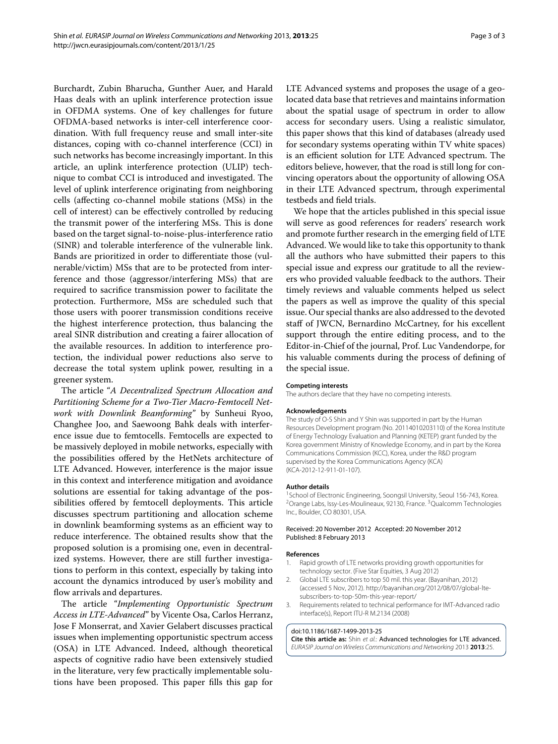Burchardt, Zubin Bharucha, Gunther Auer, and Harald Haas deals with an uplink interference protection issue in OFDMA systems. One of key challenges for future OFDMA-based networks is inter-cell interference coordination. With full frequency reuse and small inter-site distances, coping with co-channel interference (CCI) in such networks has become increasingly important. In this article, an uplink interference protection (ULIP) technique to combat CCI is introduced and investigated. The level of uplink interference originating from neighboring cells (affecting co-channel mobile stations (MSs) in the cell of interest) can be effectively controlled by reducing the transmit power of the interfering MSs. This is done based on the target signal-to-noise-plus-interference ratio (SINR) and tolerable interference of the vulnerable link. Bands are prioritized in order to differentiate those (vulnerable/victim) MSs that are to be protected from interference and those (aggressor/interfering MSs) that are required to sacrifice transmission power to facilitate the protection. Furthermore, MSs are scheduled such that those users with poorer transmission conditions receive the highest interference protection, thus balancing the areal SINR distribution and creating a fairer allocation of the available resources. In addition to interference protection, the individual power reductions also serve to decrease the total system uplink power, resulting in a greener system.

The article "*A Decentralized Spectrum Allocation and Partitioning Scheme for a Two-Tier Macro-Femtocell Network with Downlink Beamforming*" by Sunheui Ryoo, Changhee Joo, and Saewoong Bahk deals with interference issue due to femtocells. Femtocells are expected to be massively deployed in mobile networks, especially with the possibilities offered by the HetNets architecture of LTE Advanced. However, interference is the major issue in this context and interference mitigation and avoidance solutions are essential for taking advantage of the possibilities offered by femtocell deployments. This article discusses spectrum partitioning and allocation scheme in downlink beamforming systems as an efficient way to reduce interference. The obtained results show that the proposed solution is a promising one, even in decentralized systems. However, there are still further investigations to perform in this context, especially by taking into account the dynamics introduced by user's mobility and flow arrivals and departures.

The article "*Implementing Opportunistic Spectrum Access in LTE-Advanced*" by Vicente Osa, Carlos Herranz, Jose F Monserrat, and Xavier Gelabert discusses practical issues when implementing opportunistic spectrum access (OSA) in LTE Advanced. Indeed, although theoretical aspects of cognitive radio have been extensively studied in the literature, very few practically implementable solutions have been proposed. This paper fills this gap for LTE Advanced systems and proposes the usage of a geo-located data base that retrieves and maintains information about the spatial usage of spectrum in order to allow access for secondary users. Using a realistic simulator, this paper shows that this kind of databases (already used for secondary systems operating within TV white spaces) is an efficient solution for LTE Advanced spectrum. The editors believe, however, that the road is still long for convincing operators about the opportunity of allowing OSA in their LTE Advanced spectrum, through experimental testbeds and field trials.

We hope that the articles published in this special issue will serve as good references for readers' research work and promote further research in the emerging field of LTE Advanced. We would like to take this opportunity to thank all the authors who have submitted their papers to this special issue and express our gratitude to all the reviewers who provided valuable feedback to the authors. Their timely reviews and valuable comments helped us select the papers as well as improve the quality of this special issue. Our special thanks are also addressed to the devoted staff of JWCN, Bernardino McCartney, for his excellent support through the entire editing process, and to the Editor-in-Chief of the journal, Prof. Luc Vandendorpe, for his valuable comments during the process of defining of the special issue.

#### Competing interests
The authors declare that they have no competing interests.

#### Acknowledgements
The study of O-S Shin and Y Shin was supported in part by the Human Resources Development program (No. 20114010203110) of the Korea Institute of Energy Technology Evaluation and Planning (KETEP) grant funded by the Korea government Ministry of Knowledge Economy, and in part by the Korea Communications Commission (KCC), Korea, under the R&D program supervised by the Korea Communications Agency (KCA) (KCA-2012-12-911-01-107).

#### Author details
[1]School of Electronic Engineering, Soongsil University, Seoul 156-743, Korea. [2]Orange Labs, Issy-Les-Moulineaux, 92130, France. [3]Qualcomm Technologies Inc., Boulder, CO 80301, USA.

Received: 20 November 2012 Accepted: 20 November 2012
Published: 8 February 2013

#### References
1. Rapid growth of LTE networks providing growth opportunities for technology sector. (Five Star Equities, 3 Aug 2012)
2. Global LTE subscribers to top 50 mil. this year. (Bayanihan, 2012) (accessed 5 Nov, 2012). http://bayanihan.org/2012/08/07/global-lte-subscribers-to-top-50m-this-year-report/
3. Requirements related to technical performance for IMT-Advanced radio interface(s), Report ITU-R M.2134 (2008)

doi:10.1186/1687-1499-2013-25
**Cite this article as:** Shin *et al.*: Advanced technologies for LTE advanced. *EURASIP Journal on Wireless Communications and Networking* 2013 **2013**:25.